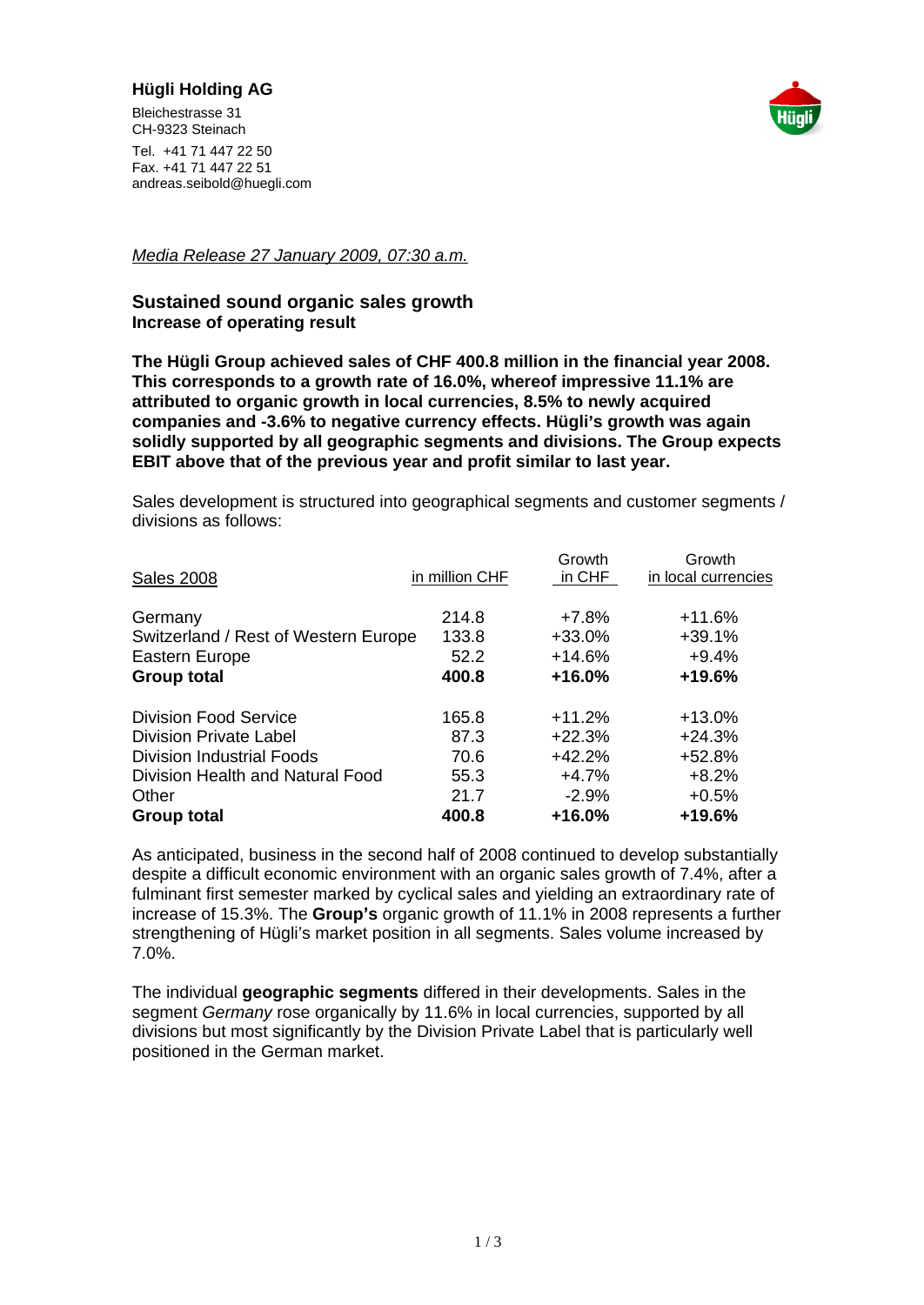**Hügli Holding AG**

Bleichestrasse 31
CH-9323 Steinach

Tel. +41 71 447 22 50
Fax. +41 71 447 22 51
andreas.seibold@huegli.com

*Media Release 27 January 2009, 07:30 a.m.*

## Sustained sound organic sales growth

**Increase of operating result**

**The Hügli Group achieved sales of CHF 400.8 million in the financial year 2008. This corresponds to a growth rate of 16.0%, whereof impressive 11.1% are attributed to organic growth in local currencies, 8.5% to newly acquired companies and -3.6% to negative currency effects. Hügli's growth was again solidly supported by all geographic segments and divisions. The Group expects EBIT above that of the previous year and profit similar to last year.**

Sales development is structured into geographical segments and customer segments / divisions as follows:

| Sales 2008 | in million CHF | Growth in CHF | Growth in local currencies |
|---|---|---|---|
| Germany | 214.8 | +7.8% | +11.6% |
| Switzerland / Rest of Western Europe | 133.8 | +33.0% | +39.1% |
| Eastern Europe | 52.2 | +14.6% | +9.4% |
| **Group total** | **400.8** | **+16.0%** | **+19.6%** |
| | | | |
| Division Food Service | 165.8 | +11.2% | +13.0% |
| Division Private Label | 87.3 | +22.3% | +24.3% |
| Division Industrial Foods | 70.6 | +42.2% | +52.8% |
| Division Health and Natural Food | 55.3 | +4.7% | +8.2% |
| Other | 21.7 | -2.9% | +0.5% |
| **Group total** | **400.8** | **+16.0%** | **+19.6%** |

As anticipated, business in the second half of 2008 continued to develop substantially despite a difficult economic environment with an organic sales growth of 7.4%, after a fulminant first semester marked by cyclical sales and yielding an extraordinary rate of increase of 15.3%. The **Group's** organic growth of 11.1% in 2008 represents a further strengthening of Hügli's market position in all segments. Sales volume increased by 7.0%.

The individual **geographic segments** differed in their developments. Sales in the segment *Germany* rose organically by 11.6% in local currencies, supported by all divisions but most significantly by the Division Private Label that is particularly well positioned in the German market.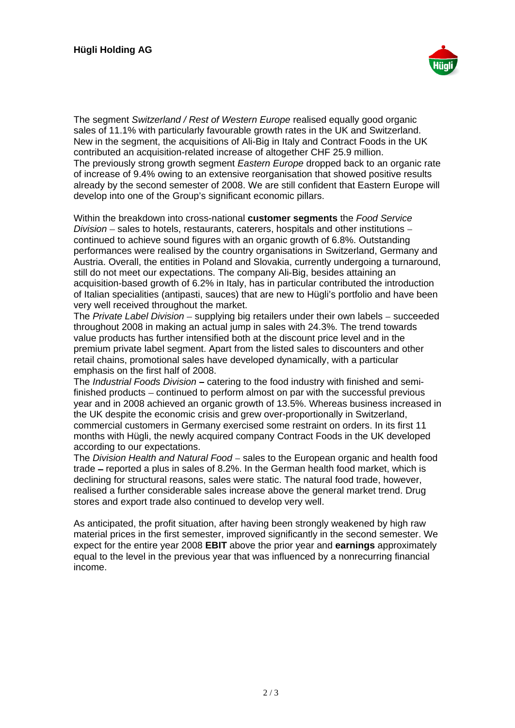The segment *Switzerland / Rest of Western Europe* realised equally good organic sales of 11.1% with particularly favourable growth rates in the UK and Switzerland. New in the segment, the acquisitions of Ali-Big in Italy and Contract Foods in the UK contributed an acquisition-related increase of altogether CHF 25.9 million.
The previously strong growth segment *Eastern Europe* dropped back to an organic rate of increase of 9.4% owing to an extensive reorganisation that showed positive results already by the second semester of 2008. We are still confident that Eastern Europe will develop into one of the Group's significant economic pillars.

Within the breakdown into cross-national **customer segments** the *Food Service Division* – sales to hotels, restaurants, caterers, hospitals and other institutions – continued to achieve sound figures with an organic growth of 6.8%. Outstanding performances were realised by the country organisations in Switzerland, Germany and Austria. Overall, the entities in Poland and Slovakia, currently undergoing a turnaround, still do not meet our expectations. The company Ali-Big, besides attaining an acquisition-based growth of 6.2% in Italy, has in particular contributed the introduction of Italian specialities (antipasti, sauces) that are new to Hügli's portfolio and have been very well received throughout the market.
The *Private Label Division* – supplying big retailers under their own labels – succeeded throughout 2008 in making an actual jump in sales with 24.3%. The trend towards value products has further intensified both at the discount price level and in the premium private label segment. Apart from the listed sales to discounters and other retail chains, promotional sales have developed dynamically, with a particular emphasis on the first half of 2008.
The *Industrial Foods Division* – catering to the food industry with finished and semi-finished products – continued to perform almost on par with the successful previous year and in 2008 achieved an organic growth of 13.5%. Whereas business increased in the UK despite the economic crisis and grew over-proportionally in Switzerland, commercial customers in Germany exercised some restraint on orders. In its first 11 months with Hügli, the newly acquired company Contract Foods in the UK developed according to our expectations.
The *Division Health and Natural Food* – sales to the European organic and health food trade – reported a plus in sales of 8.2%. In the German health food market, which is declining for structural reasons, sales were static. The natural food trade, however, realised a further considerable sales increase above the general market trend. Drug stores and export trade also continued to develop very well.

As anticipated, the profit situation, after having been strongly weakened by high raw material prices in the first semester, improved significantly in the second semester. We expect for the entire year 2008 **EBIT** above the prior year and **earnings** approximately equal to the level in the previous year that was influenced by a nonrecurring financial income.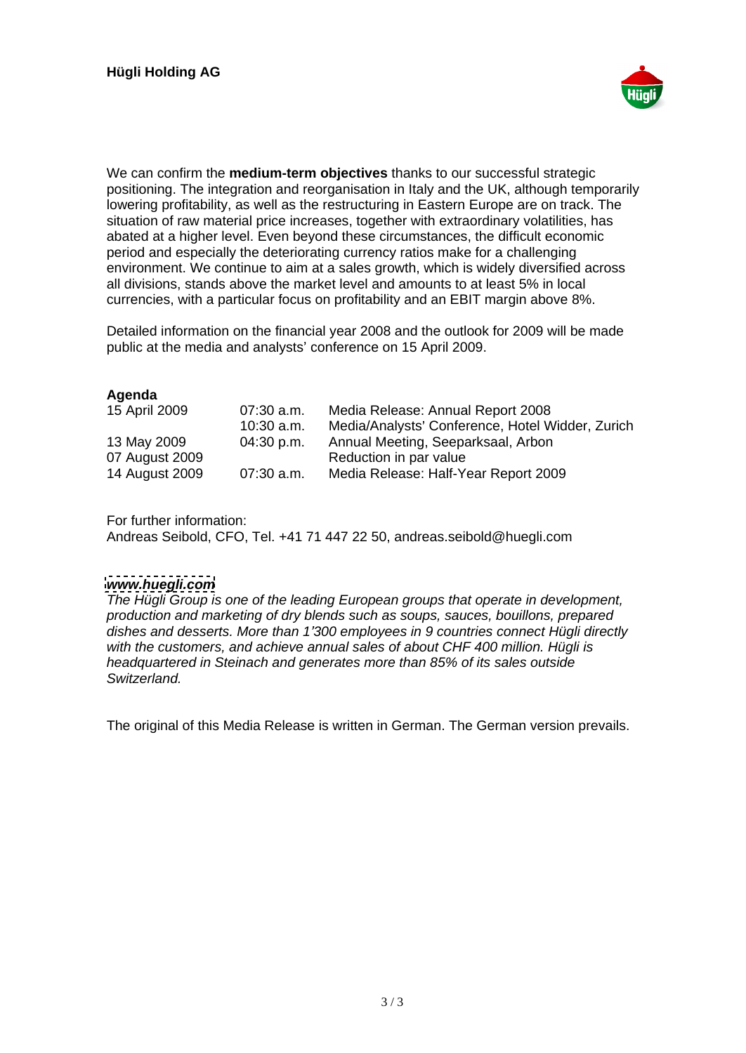We can confirm the **medium-term objectives** thanks to our successful strategic positioning. The integration and reorganisation in Italy and the UK, although temporarily lowering profitability, as well as the restructuring in Eastern Europe are on track. The situation of raw material price increases, together with extraordinary volatilities, has abated at a higher level. Even beyond these circumstances, the difficult economic period and especially the deteriorating currency ratios make for a challenging environment. We continue to aim at a sales growth, which is widely diversified across all divisions, stands above the market level and amounts to at least 5% in local currencies, with a particular focus on profitability and an EBIT margin above 8%.

Detailed information on the financial year 2008 and the outlook for 2009 will be made public at the media and analysts' conference on 15 April 2009.

**Agenda**

| | | |
|---|---|---|
| 15 April 2009 | 07:30 a.m. | Media Release: Annual Report 2008 |
| | 10:30 a.m. | Media/Analysts' Conference, Hotel Widder, Zurich |
| 13 May 2009 | 04:30 p.m. | Annual Meeting, Seeparksaal, Arbon |
| 07 August 2009 | | Reduction in par value |
| 14 August 2009 | 07:30 a.m. | Media Release: Half-Year Report 2009 |

For further information:
Andreas Seibold, CFO, Tel. +41 71 447 22 50, andreas.seibold@huegli.com

***www.huegli.com***
*The Hügli Group is one of the leading European groups that operate in development, production and marketing of dry blends such as soups, sauces, bouillons, prepared dishes and desserts. More than 1'300 employees in 9 countries connect Hügli directly with the customers, and achieve annual sales of about CHF 400 million. Hügli is headquartered in Steinach and generates more than 85% of its sales outside Switzerland.*

The original of this Media Release is written in German. The German version prevails.